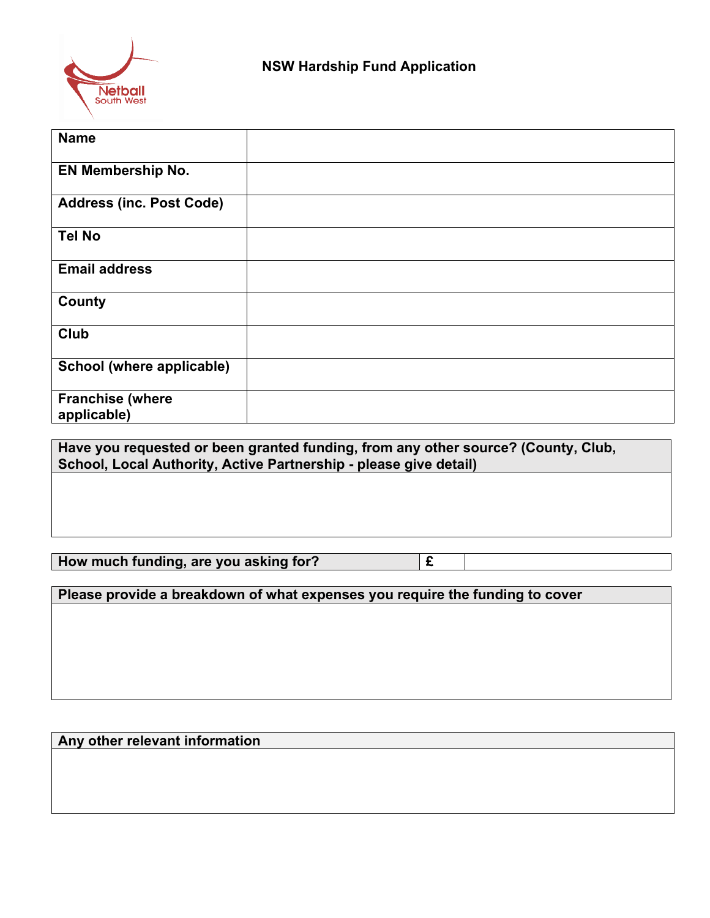Netball South West

# NSW Hardship Fund Application

| **Name** | |
|---|---|
| **EN Membership No.** | |
| **Address (inc. Post Code)** | |
| **Tel No** | |
| **Email address** | |
| **County** | |
| **Club** | |
| **School (where applicable)** | |
| **Franchise (where applicable)** | |

| **Have you requested or been granted funding, from any other source? (County, Club, School, Local Authority, Active Partnership - please give detail)** |
|---|
| |

| **How much funding, are you asking for?** | **£** | |
|---|---|---|

| **Please provide a breakdown of what expenses you require the funding to cover** |
|---|
| |

| **Any other relevant information** |
|---|
| |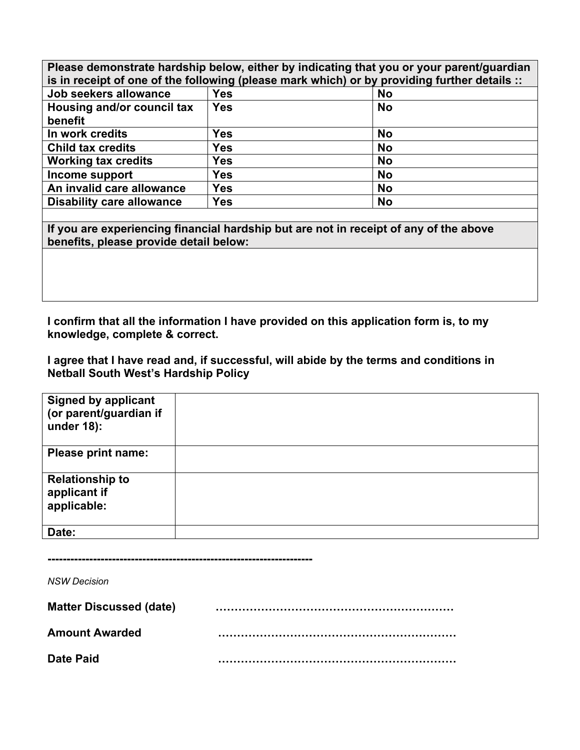| | | |
|---|---|---|
| **Please demonstrate hardship below, either by indicating that you or your parent/guardian is in receipt of one of the following (please mark which) or by providing further details ::** | | |
| **Job seekers allowance** | **Yes** | **No** |
| **Housing and/or council tax benefit** | **Yes** | **No** |
| **In work credits** | **Yes** | **No** |
| **Child tax credits** | **Yes** | **No** |
| **Working tax credits** | **Yes** | **No** |
| **Income support** | **Yes** | **No** |
| **An invalid care allowance** | **Yes** | **No** |
| **Disability care allowance** | **Yes** | **No** |
| | | |
| **If you are experiencing financial hardship but are not in receipt of any of the above benefits, please provide detail below:** | | |
| | | |

**I confirm that all the information I have provided on this application form is, to my knowledge, complete & correct.**

**I agree that I have read and, if successful, will abide by the terms and conditions in Netball South West's Hardship Policy**

| | |
|---|---|
| **Signed by applicant (or parent/guardian if under 18):** | |
| **Please print name:** | |
| **Relationship to applicant if applicable:** | |
| **Date:** | |

---------------------------------------------------------------------

*NSW Decision*

**Matter Discussed (date)** ………………………………………………………

**Amount Awarded** ………………………………………………………

**Date Paid** ………………………………………………………